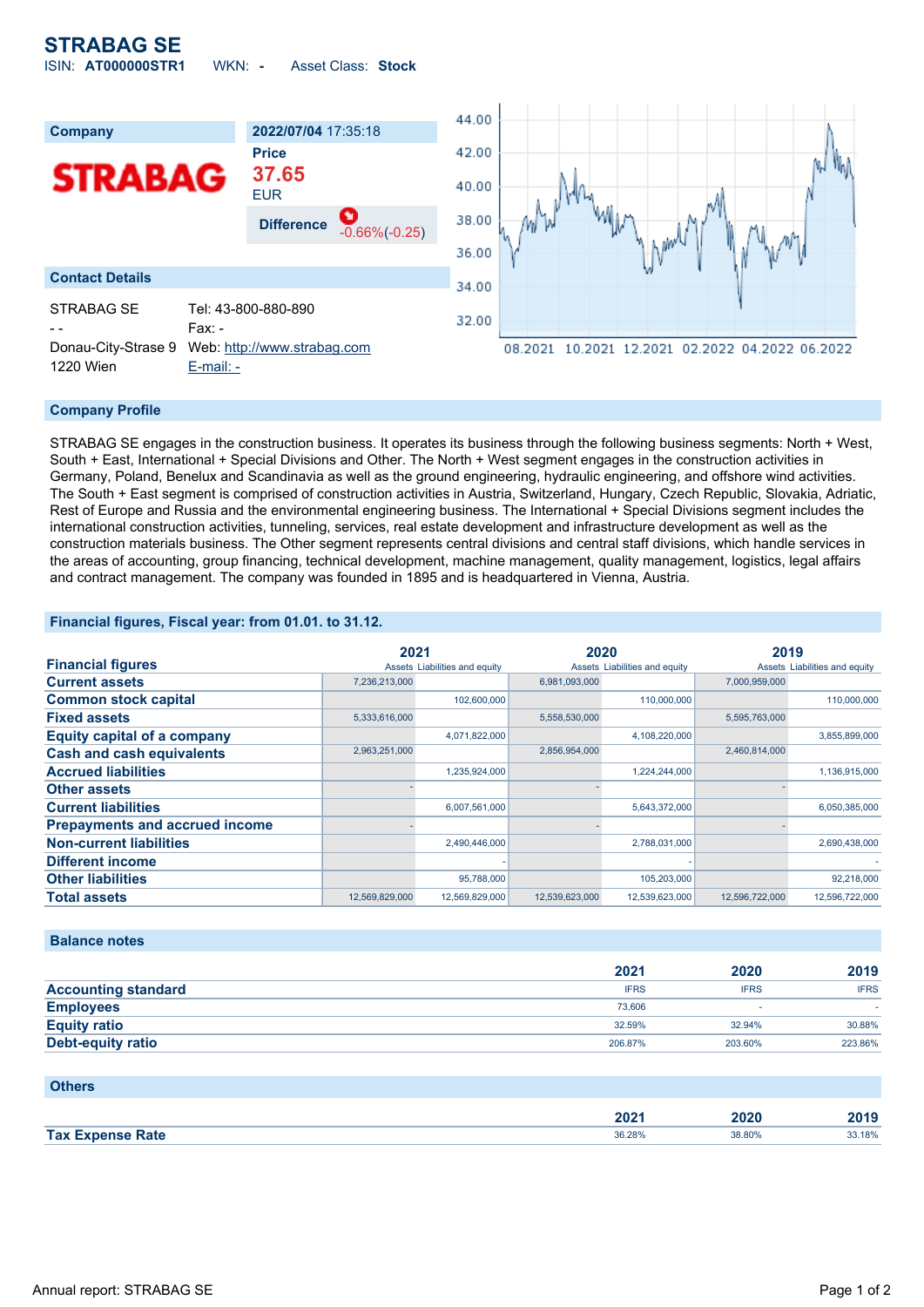# STRABAG SE

ISIN: **AT000000STR1** WKN: **-** Asset Class: **Stock**

| Company | 2022/07/04 17:35:18 |
|---|---|
| STRABAG | **Price** 37.65 EUR |
| | **Difference** -0.66%(-0.25) |

## Contact Details

STRABAG SE
- -
Donau-City-Strase 9
1220 Wien

Tel: 43-800-880-890
Fax: -
Web: http://www.strabag.com
E-mail: -

## Company Profile

STRABAG SE engages in the construction business. It operates its business through the following business segments: North + West, South + East, International + Special Divisions and Other. The North + West segment engages in the construction activities in Germany, Poland, Benelux and Scandinavia as well as the ground engineering, hydraulic engineering, and offshore wind activities. The South + East segment is comprised of construction activities in Austria, Switzerland, Hungary, Czech Republic, Slovakia, Adriatic, Rest of Europe and Russia and the environmental engineering business. The International + Special Divisions segment includes the international construction activities, tunneling, services, real estate development and infrastructure development as well as the construction materials business. The Other segment represents central divisions and central staff divisions, which handle services in the areas of accounting, group financing, technical development, machine management, quality management, logistics, legal affairs and contract management. The company was founded in 1895 and is headquartered in Vienna, Austria.

## Financial figures, Fiscal year: from 01.01. to 31.12.

| Financial figures | 2021 | | 2020 | | 2019 | |
|---|---|---|---|---|---|---|
| | Assets | Liabilities and equity | Assets | Liabilities and equity | Assets | Liabilities and equity |
| **Current assets** | 7,236,213,000 | | 6,981,093,000 | | 7,000,959,000 | |
| **Common stock capital** | | 102,600,000 | | 110,000,000 | | 110,000,000 |
| **Fixed assets** | 5,333,616,000 | | 5,558,530,000 | | 5,595,763,000 | |
| **Equity capital of a company** | | 4,071,822,000 | | 4,108,220,000 | | 3,855,899,000 |
| **Cash and cash equivalents** | 2,963,251,000 | | 2,856,954,000 | | 2,460,814,000 | |
| **Accrued liabilities** | | 1,235,924,000 | | 1,224,244,000 | | 1,136,915,000 |
| **Other assets** | - | | - | | - | |
| **Current liabilities** | | 6,007,561,000 | | 5,643,372,000 | | 6,050,385,000 |
| **Prepayments and accrued income** | - | | - | | - | |
| **Non-current liabilities** | | 2,490,446,000 | | 2,788,031,000 | | 2,690,438,000 |
| **Different income** | | - | | - | | - |
| **Other liabilities** | | 95,788,000 | | 105,203,000 | | 92,218,000 |
| **Total assets** | 12,569,829,000 | 12,569,829,000 | 12,539,623,000 | 12,539,623,000 | 12,596,722,000 | 12,596,722,000 |

## Balance notes

| | 2021 | 2020 | 2019 |
|---|---|---|---|
| **Accounting standard** | IFRS | IFRS | IFRS |
| **Employees** | 73,606 | - | - |
| **Equity ratio** | 32.59% | 32.94% | 30.88% |
| **Debt-equity ratio** | 206.87% | 203.60% | 223.86% |

## Others

| | 2021 | 2020 | 2019 |
|---|---|---|---|
| **Tax Expense Rate** | 36.28% | 38.80% | 33.18% |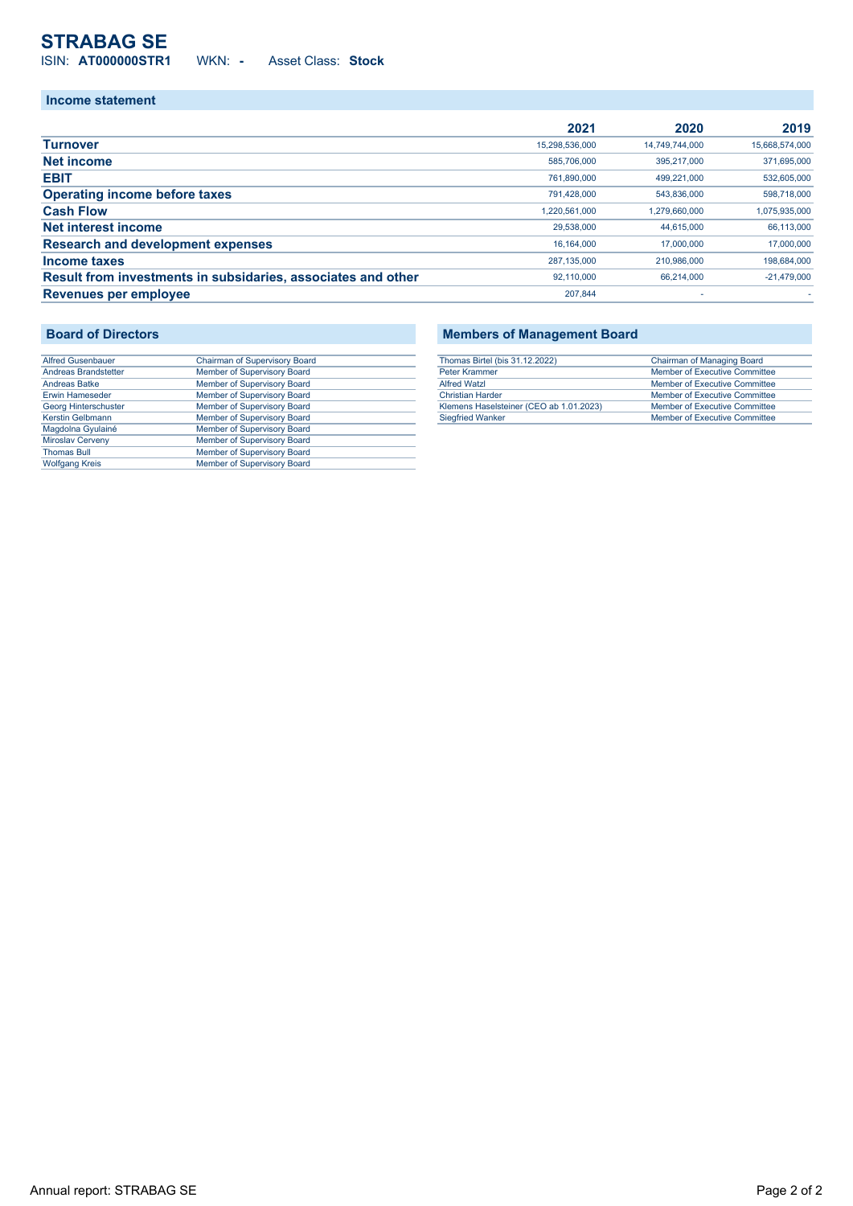# STRABAG SE

ISIN: **AT000000STR1** WKN: **-** Asset Class: **Stock**

## Income statement

| | 2021 | 2020 | 2019 |
|---|---|---|---|
| **Turnover** | 15,298,536,000 | 14,749,744,000 | 15,668,574,000 |
| **Net income** | 585,706,000 | 395,217,000 | 371,695,000 |
| **EBIT** | 761,890,000 | 499,221,000 | 532,605,000 |
| **Operating income before taxes** | 791,428,000 | 543,836,000 | 598,718,000 |
| **Cash Flow** | 1,220,561,000 | 1,279,660,000 | 1,075,935,000 |
| **Net interest income** | 29,538,000 | 44,615,000 | 66,113,000 |
| **Research and development expenses** | 16,164,000 | 17,000,000 | 17,000,000 |
| **Income taxes** | 287,135,000 | 210,986,000 | 198,684,000 |
| **Result from investments in subsidaries, associates and other** | 92,110,000 | 66,214,000 | -21,479,000 |
| **Revenues per employee** | 207,844 | - | - |

## Board of Directors

| | |
|---|---|
| Alfred Gusenbauer | Chairman of Supervisory Board |
| Andreas Brandstetter | Member of Supervisory Board |
| Andreas Batke | Member of Supervisory Board |
| Erwin Hameseder | Member of Supervisory Board |
| Georg Hinterschuster | Member of Supervisory Board |
| Kerstin Gelbmann | Member of Supervisory Board |
| Magdolna Gyulainé | Member of Supervisory Board |
| Miroslav Cerveny | Member of Supervisory Board |
| Thomas Bull | Member of Supervisory Board |
| Wolfgang Kreis | Member of Supervisory Board |

## Members of Management Board

| | |
|---|---|
| Thomas Birtel (bis 31.12.2022) | Chairman of Managing Board |
| Peter Krammer | Member of Executive Committee |
| Alfred Watzl | Member of Executive Committee |
| Christian Harder | Member of Executive Committee |
| Klemens Haselsteiner (CEO ab 1.01.2023) | Member of Executive Committee |
| Siegfried Wanker | Member of Executive Committee |